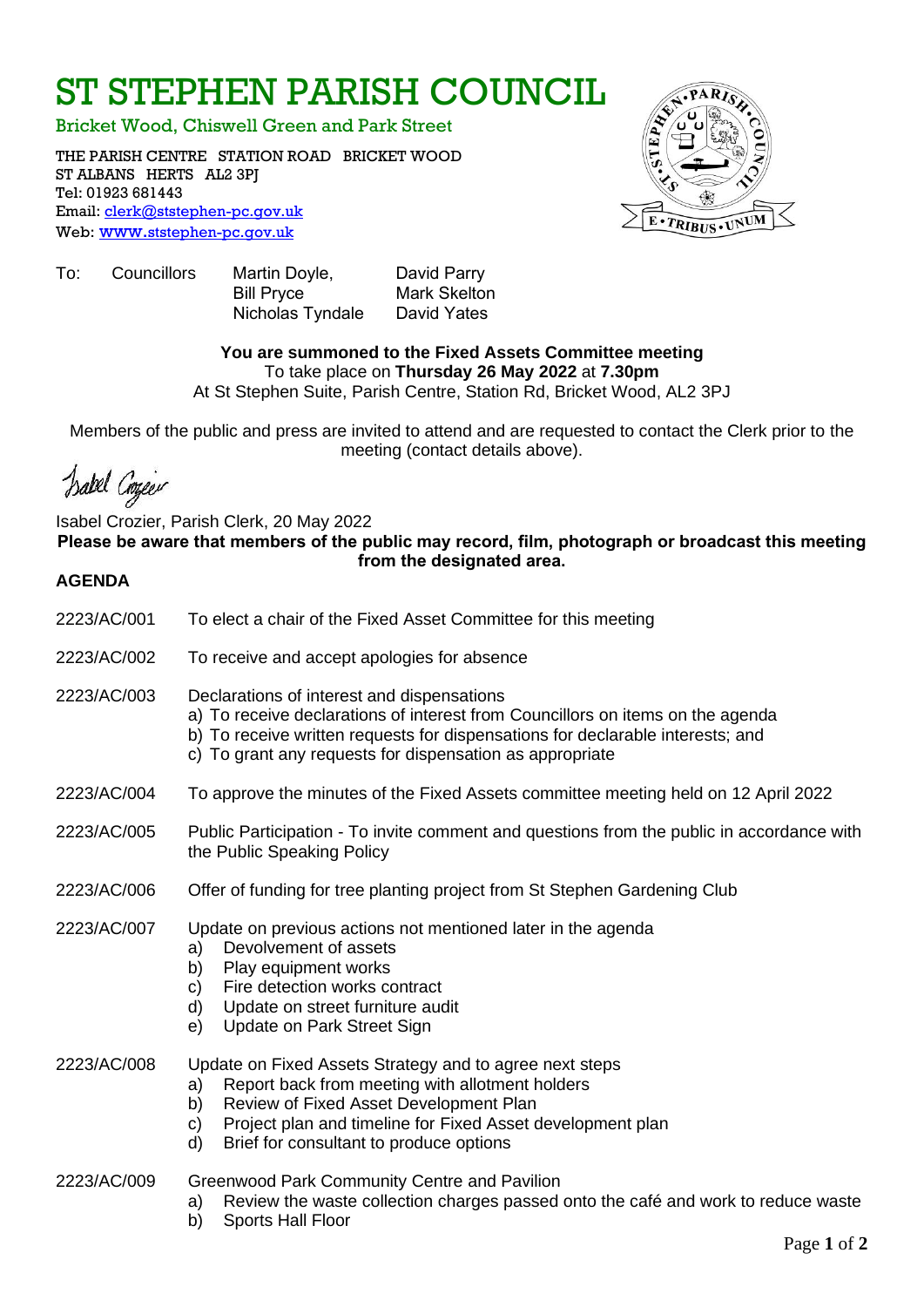# ST STEPHEN PARISH COUNCIL

Bricket Wood, Chiswell Green and Park Street

THE PARISH CENTRE STATION ROAD BRICKET WOOD
ST ALBANS HERTS AL2 3PJ
Tel: 01923 681443
Email: clerk@ststephen-pc.gov.uk
Web: www.ststephen-pc.gov.uk

To: Councillors Martin Doyle, David Parry
Bill Pryce, Mark Skelton
Nicholas Tyndale, David Yates

**You are summoned to the Fixed Assets Committee meeting**
To take place on **Thursday 26 May 2022** at **7.30pm**
At St Stephen Suite, Parish Centre, Station Rd, Bricket Wood, AL2 3PJ

Members of the public and press are invited to attend and are requested to contact the Clerk prior to the meeting (contact details above).

Isabel Crozier

Isabel Crozier, Parish Clerk, 20 May 2022

**Please be aware that members of the public may record, film, photograph or broadcast this meeting from the designated area.**

**AGENDA**

2223/AC/001 To elect a chair of the Fixed Asset Committee for this meeting

2223/AC/002 To receive and accept apologies for absence

2223/AC/003 Declarations of interest and dispensations
a) To receive declarations of interest from Councillors on items on the agenda
b) To receive written requests for dispensations for declarable interests; and
c) To grant any requests for dispensation as appropriate

2223/AC/004 To approve the minutes of the Fixed Assets committee meeting held on 12 April 2022

2223/AC/005 Public Participation - To invite comment and questions from the public in accordance with the Public Speaking Policy

2223/AC/006 Offer of funding for tree planting project from St Stephen Gardening Club

2223/AC/007 Update on previous actions not mentioned later in the agenda
a) Devolvement of assets
b) Play equipment works
c) Fire detection works contract
d) Update on street furniture audit
e) Update on Park Street Sign

2223/AC/008 Update on Fixed Assets Strategy and to agree next steps
a) Report back from meeting with allotment holders
b) Review of Fixed Asset Development Plan
c) Project plan and timeline for Fixed Asset development plan
d) Brief for consultant to produce options

2223/AC/009 Greenwood Park Community Centre and Pavilion
a) Review the waste collection charges passed onto the café and work to reduce waste
b) Sports Hall Floor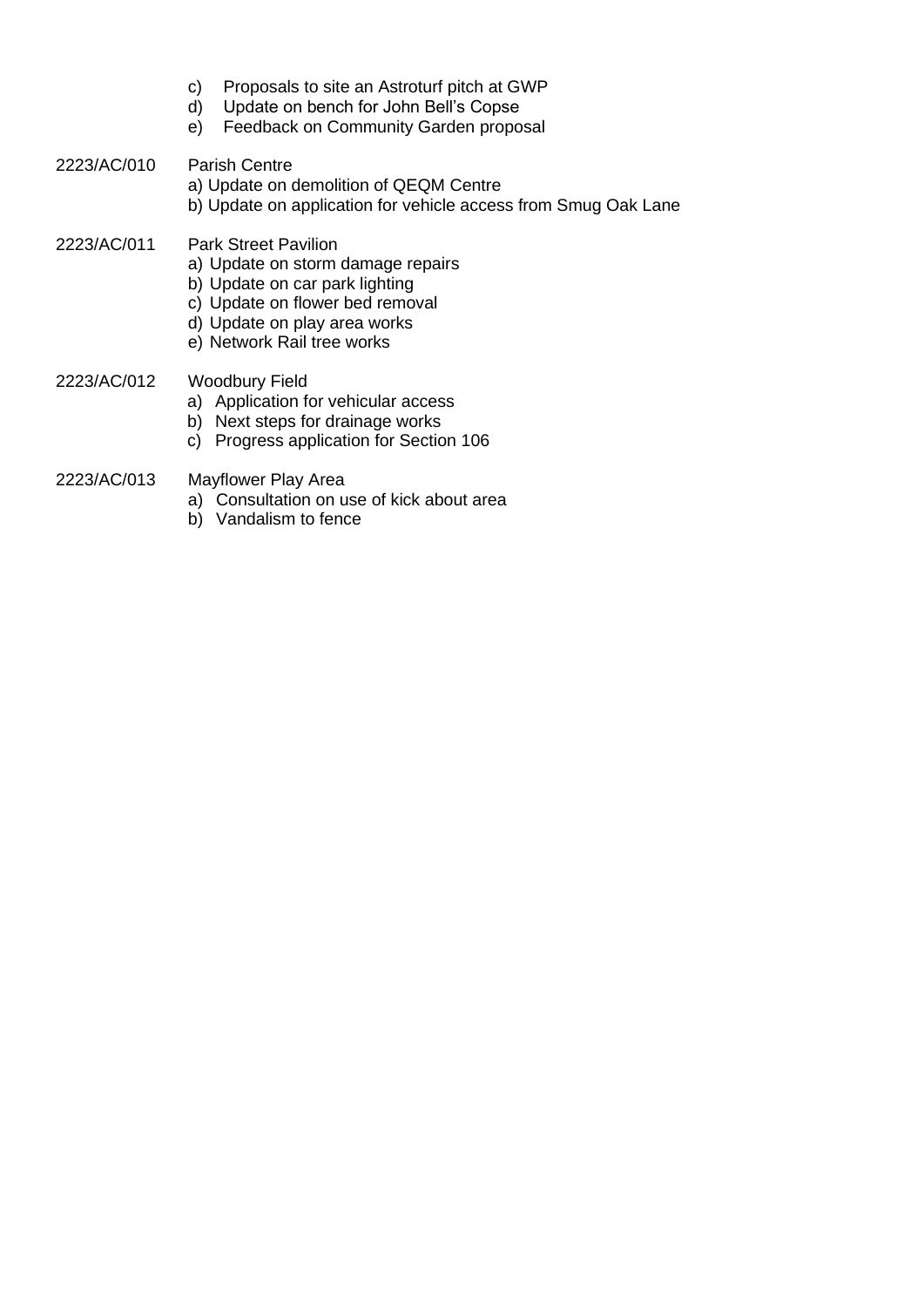c) Proposals to site an Astroturf pitch at GWP
d) Update on bench for John Bell's Copse
e) Feedback on Community Garden proposal

2223/AC/010 Parish Centre
a) Update on demolition of QEQM Centre
b) Update on application for vehicle access from Smug Oak Lane

2223/AC/011 Park Street Pavilion
a) Update on storm damage repairs
b) Update on car park lighting
c) Update on flower bed removal
d) Update on play area works
e) Network Rail tree works

2223/AC/012 Woodbury Field
a) Application for vehicular access
b) Next steps for drainage works
c) Progress application for Section 106

2223/AC/013 Mayflower Play Area
a) Consultation on use of kick about area
b) Vandalism to fence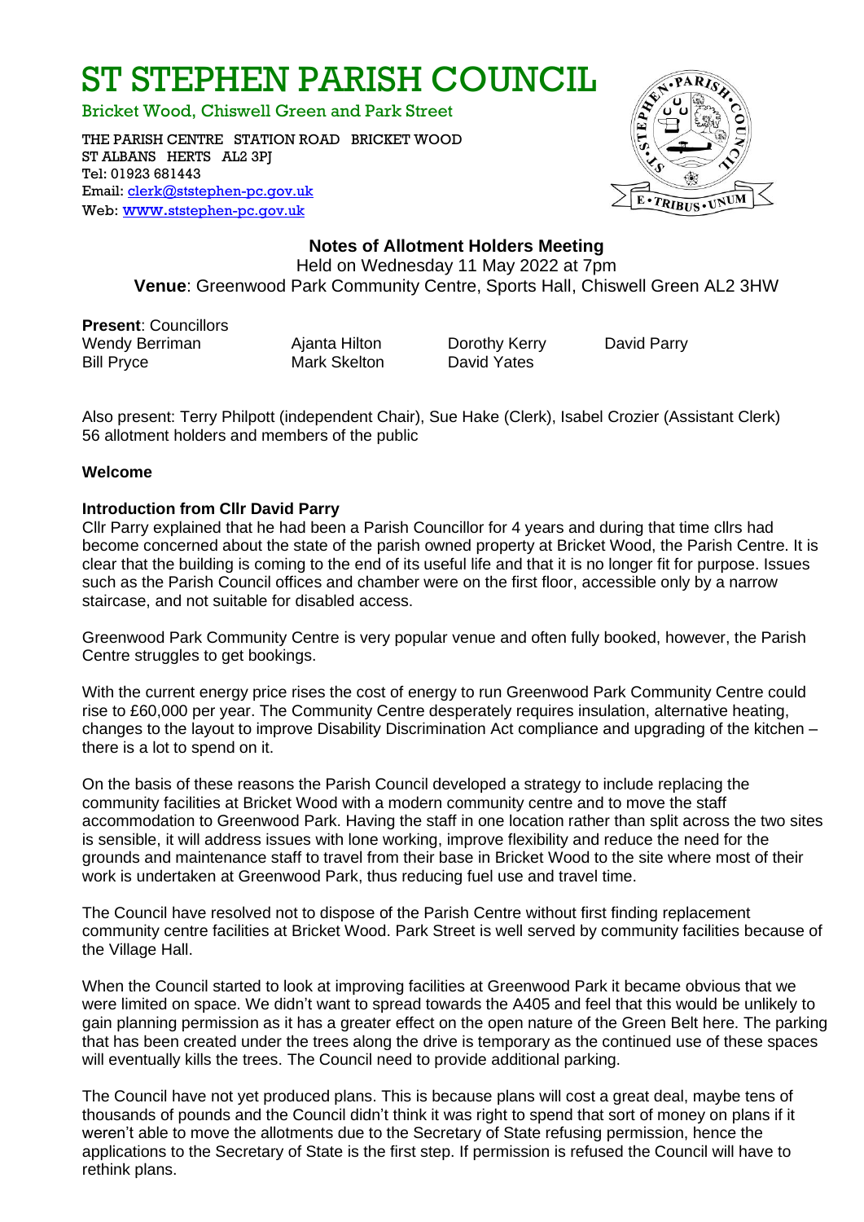# ST STEPHEN PARISH COUNCIL

Bricket Wood, Chiswell Green and Park Street

THE PARISH CENTRE STATION ROAD BRICKET WOOD
ST ALBANS HERTS AL2 3PJ
Tel: 01923 681443
Email: clerk@ststephen-pc.gov.uk
Web: www.ststephen-pc.gov.uk

## Notes of Allotment Holders Meeting

Held on Wednesday 11 May 2022 at 7pm

**Venue**: Greenwood Park Community Centre, Sports Hall, Chiswell Green AL2 3HW

**Present**: Councillors

| | | | |
|---|---|---|---|
| Wendy Berriman | Ajanta Hilton | Dorothy Kerry | David Parry |
| Bill Pryce | Mark Skelton | David Yates | |

Also present: Terry Philpott (independent Chair), Sue Hake (Clerk), Isabel Crozier (Assistant Clerk)
56 allotment holders and members of the public

**Welcome**

**Introduction from Cllr David Parry**

Cllr Parry explained that he had been a Parish Councillor for 4 years and during that time cllrs had become concerned about the state of the parish owned property at Bricket Wood, the Parish Centre. It is clear that the building is coming to the end of its useful life and that it is no longer fit for purpose. Issues such as the Parish Council offices and chamber were on the first floor, accessible only by a narrow staircase, and not suitable for disabled access.

Greenwood Park Community Centre is very popular venue and often fully booked, however, the Parish Centre struggles to get bookings.

With the current energy price rises the cost of energy to run Greenwood Park Community Centre could rise to £60,000 per year. The Community Centre desperately requires insulation, alternative heating, changes to the layout to improve Disability Discrimination Act compliance and upgrading of the kitchen – there is a lot to spend on it.

On the basis of these reasons the Parish Council developed a strategy to include replacing the community facilities at Bricket Wood with a modern community centre and to move the staff accommodation to Greenwood Park. Having the staff in one location rather than split across the two sites is sensible, it will address issues with lone working, improve flexibility and reduce the need for the grounds and maintenance staff to travel from their base in Bricket Wood to the site where most of their work is undertaken at Greenwood Park, thus reducing fuel use and travel time.

The Council have resolved not to dispose of the Parish Centre without first finding replacement community centre facilities at Bricket Wood. Park Street is well served by community facilities because of the Village Hall.

When the Council started to look at improving facilities at Greenwood Park it became obvious that we were limited on space. We didn't want to spread towards the A405 and feel that this would be unlikely to gain planning permission as it has a greater effect on the open nature of the Green Belt here. The parking that has been created under the trees along the drive is temporary as the continued use of these spaces will eventually kills the trees. The Council need to provide additional parking.

The Council have not yet produced plans. This is because plans will cost a great deal, maybe tens of thousands of pounds and the Council didn't think it was right to spend that sort of money on plans if it weren't able to move the allotments due to the Secretary of State refusing permission, hence the applications to the Secretary of State is the first step. If permission is refused the Council will have to rethink plans.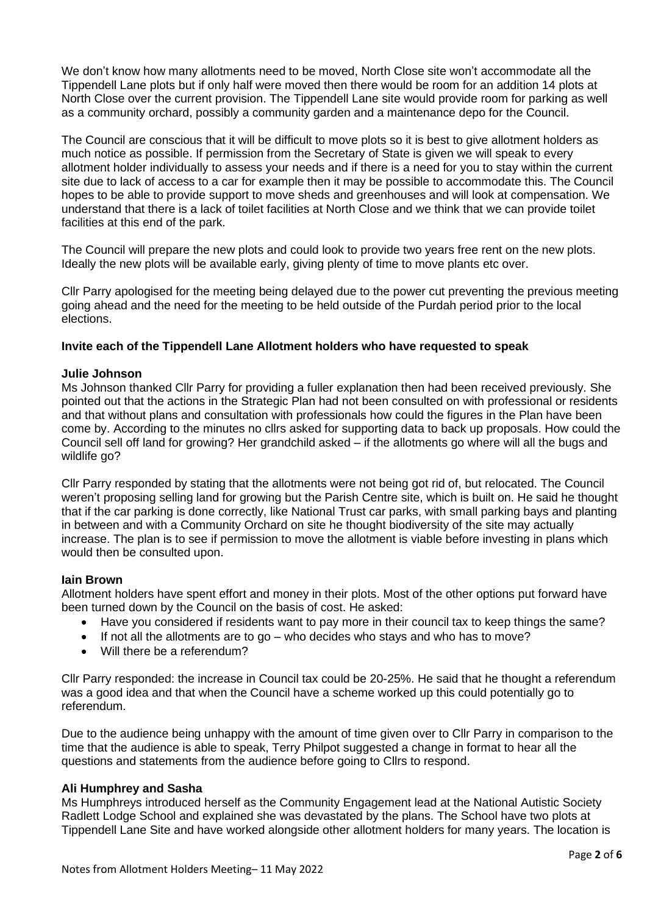We don't know how many allotments need to be moved, North Close site won't accommodate all the Tippendell Lane plots but if only half were moved then there would be room for an addition 14 plots at North Close over the current provision. The Tippendell Lane site would provide room for parking as well as a community orchard, possibly a community garden and a maintenance depo for the Council.

The Council are conscious that it will be difficult to move plots so it is best to give allotment holders as much notice as possible. If permission from the Secretary of State is given we will speak to every allotment holder individually to assess your needs and if there is a need for you to stay within the current site due to lack of access to a car for example then it may be possible to accommodate this. The Council hopes to be able to provide support to move sheds and greenhouses and will look at compensation. We understand that there is a lack of toilet facilities at North Close and we think that we can provide toilet facilities at this end of the park.

The Council will prepare the new plots and could look to provide two years free rent on the new plots. Ideally the new plots will be available early, giving plenty of time to move plants etc over.

Cllr Parry apologised for the meeting being delayed due to the power cut preventing the previous meeting going ahead and the need for the meeting to be held outside of the Purdah period prior to the local elections.

**Invite each of the Tippendell Lane Allotment holders who have requested to speak**

**Julie Johnson**

Ms Johnson thanked Cllr Parry for providing a fuller explanation then had been received previously. She pointed out that the actions in the Strategic Plan had not been consulted on with professional or residents and that without plans and consultation with professionals how could the figures in the Plan have been come by. According to the minutes no cllrs asked for supporting data to back up proposals. How could the Council sell off land for growing? Her grandchild asked – if the allotments go where will all the bugs and wildlife go?

Cllr Parry responded by stating that the allotments were not being got rid of, but relocated. The Council weren't proposing selling land for growing but the Parish Centre site, which is built on. He said he thought that if the car parking is done correctly, like National Trust car parks, with small parking bays and planting in between and with a Community Orchard on site he thought biodiversity of the site may actually increase. The plan is to see if permission to move the allotment is viable before investing in plans which would then be consulted upon.

**Iain Brown**

Allotment holders have spent effort and money in their plots. Most of the other options put forward have been turned down by the Council on the basis of cost. He asked:

- Have you considered if residents want to pay more in their council tax to keep things the same?
- If not all the allotments are to go – who decides who stays and who has to move?
- Will there be a referendum?

Cllr Parry responded: the increase in Council tax could be 20-25%. He said that he thought a referendum was a good idea and that when the Council have a scheme worked up this could potentially go to referendum.

Due to the audience being unhappy with the amount of time given over to Cllr Parry in comparison to the time that the audience is able to speak, Terry Philpot suggested a change in format to hear all the questions and statements from the audience before going to Cllrs to respond.

**Ali Humphrey and Sasha**

Ms Humphreys introduced herself as the Community Engagement lead at the National Autistic Society Radlett Lodge School and explained she was devastated by the plans. The School have two plots at Tippendell Lane Site and have worked alongside other allotment holders for many years. The location is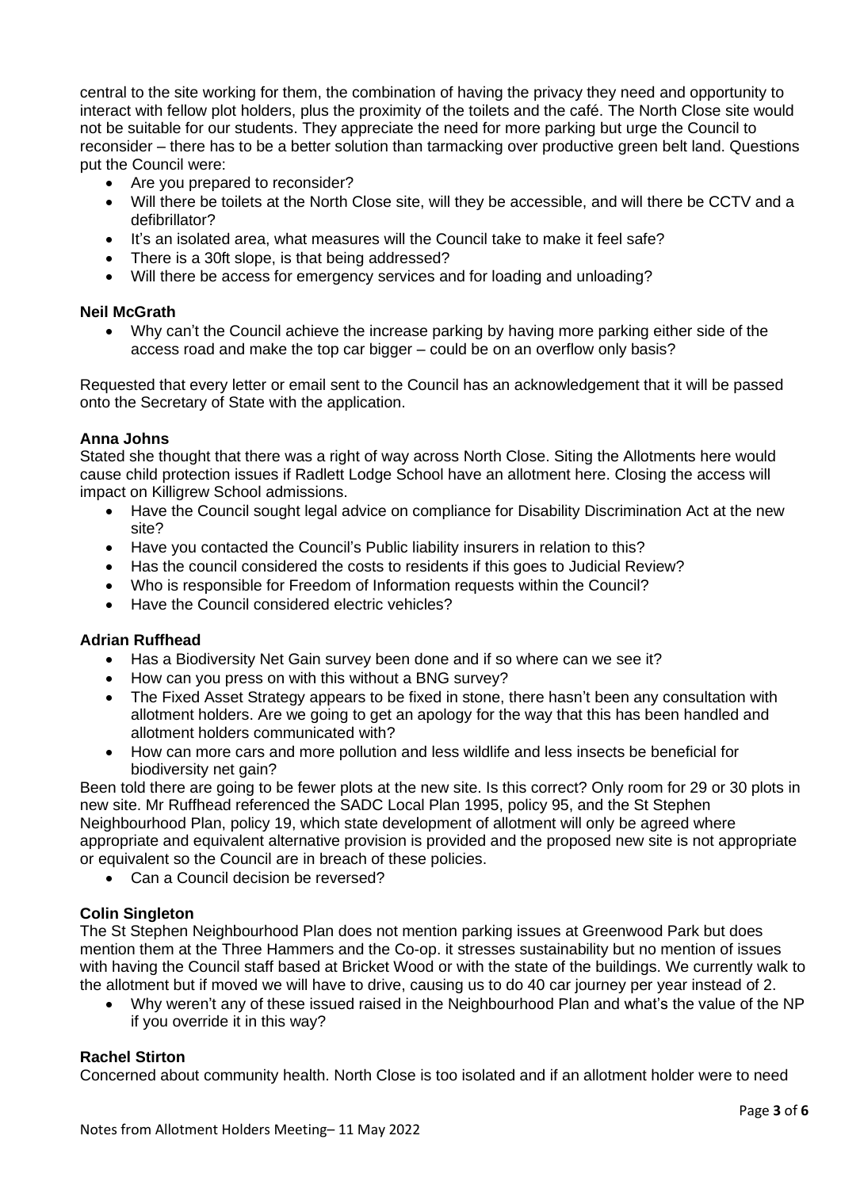central to the site working for them, the combination of having the privacy they need and opportunity to interact with fellow plot holders, plus the proximity of the toilets and the café. The North Close site would not be suitable for our students. They appreciate the need for more parking but urge the Council to reconsider – there has to be a better solution than tarmacking over productive green belt land. Questions put the Council were:

- Are you prepared to reconsider?
- Will there be toilets at the North Close site, will they be accessible, and will there be CCTV and a defibrillator?
- It's an isolated area, what measures will the Council take to make it feel safe?
- There is a 30ft slope, is that being addressed?
- Will there be access for emergency services and for loading and unloading?

**Neil McGrath**

- Why can't the Council achieve the increase parking by having more parking either side of the access road and make the top car bigger – could be on an overflow only basis?

Requested that every letter or email sent to the Council has an acknowledgement that it will be passed onto the Secretary of State with the application.

**Anna Johns**

Stated she thought that there was a right of way across North Close. Siting the Allotments here would cause child protection issues if Radlett Lodge School have an allotment here. Closing the access will impact on Killigrew School admissions.

- Have the Council sought legal advice on compliance for Disability Discrimination Act at the new site?
- Have you contacted the Council's Public liability insurers in relation to this?
- Has the council considered the costs to residents if this goes to Judicial Review?
- Who is responsible for Freedom of Information requests within the Council?
- Have the Council considered electric vehicles?

**Adrian Ruffhead**

- Has a Biodiversity Net Gain survey been done and if so where can we see it?
- How can you press on with this without a BNG survey?
- The Fixed Asset Strategy appears to be fixed in stone, there hasn't been any consultation with allotment holders. Are we going to get an apology for the way that this has been handled and allotment holders communicated with?
- How can more cars and more pollution and less wildlife and less insects be beneficial for biodiversity net gain?

Been told there are going to be fewer plots at the new site. Is this correct? Only room for 29 or 30 plots in new site. Mr Ruffhead referenced the SADC Local Plan 1995, policy 95, and the St Stephen Neighbourhood Plan, policy 19, which state development of allotment will only be agreed where appropriate and equivalent alternative provision is provided and the proposed new site is not appropriate or equivalent so the Council are in breach of these policies.

- Can a Council decision be reversed?

**Colin Singleton**

The St Stephen Neighbourhood Plan does not mention parking issues at Greenwood Park but does mention them at the Three Hammers and the Co-op. it stresses sustainability but no mention of issues with having the Council staff based at Bricket Wood or with the state of the buildings. We currently walk to the allotment but if moved we will have to drive, causing us to do 40 car journey per year instead of 2.

- Why weren't any of these issued raised in the Neighbourhood Plan and what's the value of the NP if you override it in this way?

**Rachel Stirton**

Concerned about community health. North Close is too isolated and if an allotment holder were to need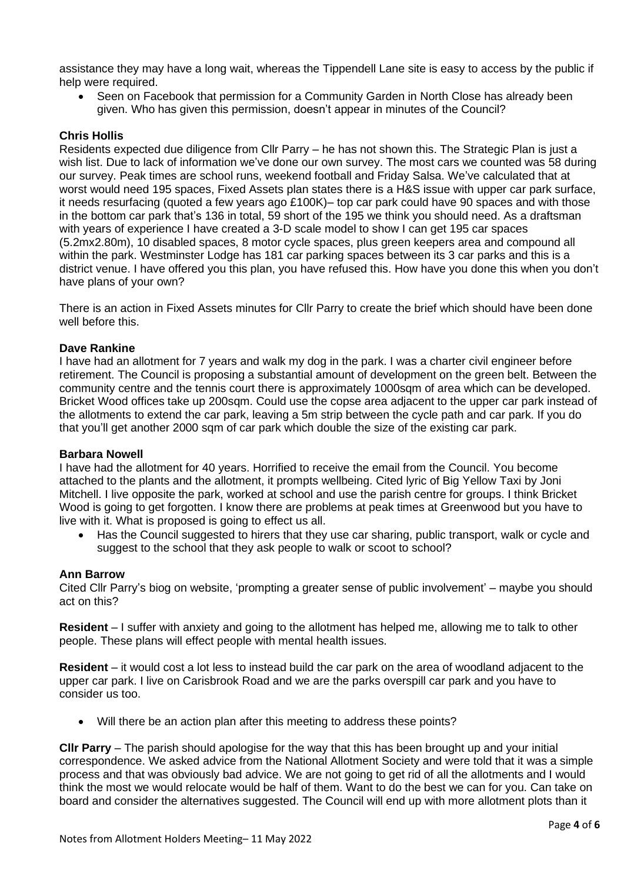assistance they may have a long wait, whereas the Tippendell Lane site is easy to access by the public if help were required.

- Seen on Facebook that permission for a Community Garden in North Close has already been given. Who has given this permission, doesn't appear in minutes of the Council?

**Chris Hollis**

Residents expected due diligence from Cllr Parry – he has not shown this. The Strategic Plan is just a wish list. Due to lack of information we've done our own survey. The most cars we counted was 58 during our survey. Peak times are school runs, weekend football and Friday Salsa. We've calculated that at worst would need 195 spaces, Fixed Assets plan states there is a H&S issue with upper car park surface, it needs resurfacing (quoted a few years ago £100K)– top car park could have 90 spaces and with those in the bottom car park that's 136 in total, 59 short of the 195 we think you should need. As a draftsman with years of experience I have created a 3-D scale model to show I can get 195 car spaces (5.2mx2.80m), 10 disabled spaces, 8 motor cycle spaces, plus green keepers area and compound all within the park. Westminster Lodge has 181 car parking spaces between its 3 car parks and this is a district venue. I have offered you this plan, you have refused this. How have you done this when you don't have plans of your own?

There is an action in Fixed Assets minutes for Cllr Parry to create the brief which should have been done well before this.

**Dave Rankine**

I have had an allotment for 7 years and walk my dog in the park. I was a charter civil engineer before retirement. The Council is proposing a substantial amount of development on the green belt. Between the community centre and the tennis court there is approximately 1000sqm of area which can be developed. Bricket Wood offices take up 200sqm. Could use the copse area adjacent to the upper car park instead of the allotments to extend the car park, leaving a 5m strip between the cycle path and car park. If you do that you'll get another 2000 sqm of car park which double the size of the existing car park.

**Barbara Nowell**

I have had the allotment for 40 years. Horrified to receive the email from the Council. You become attached to the plants and the allotment, it prompts wellbeing. Cited lyric of Big Yellow Taxi by Joni Mitchell. I live opposite the park, worked at school and use the parish centre for groups. I think Bricket Wood is going to get forgotten. I know there are problems at peak times at Greenwood but you have to live with it. What is proposed is going to effect us all.

- Has the Council suggested to hirers that they use car sharing, public transport, walk or cycle and suggest to the school that they ask people to walk or scoot to school?

**Ann Barrow**

Cited Cllr Parry's biog on website, 'prompting a greater sense of public involvement' – maybe you should act on this?

**Resident** – I suffer with anxiety and going to the allotment has helped me, allowing me to talk to other people. These plans will effect people with mental health issues.

**Resident** – it would cost a lot less to instead build the car park on the area of woodland adjacent to the upper car park. I live on Carisbrook Road and we are the parks overspill car park and you have to consider us too.

- Will there be an action plan after this meeting to address these points?

**Cllr Parry** – The parish should apologise for the way that this has been brought up and your initial correspondence. We asked advice from the National Allotment Society and were told that it was a simple process and that was obviously bad advice. We are not going to get rid of all the allotments and I would think the most we would relocate would be half of them. Want to do the best we can for you. Can take on board and consider the alternatives suggested. The Council will end up with more allotment plots than it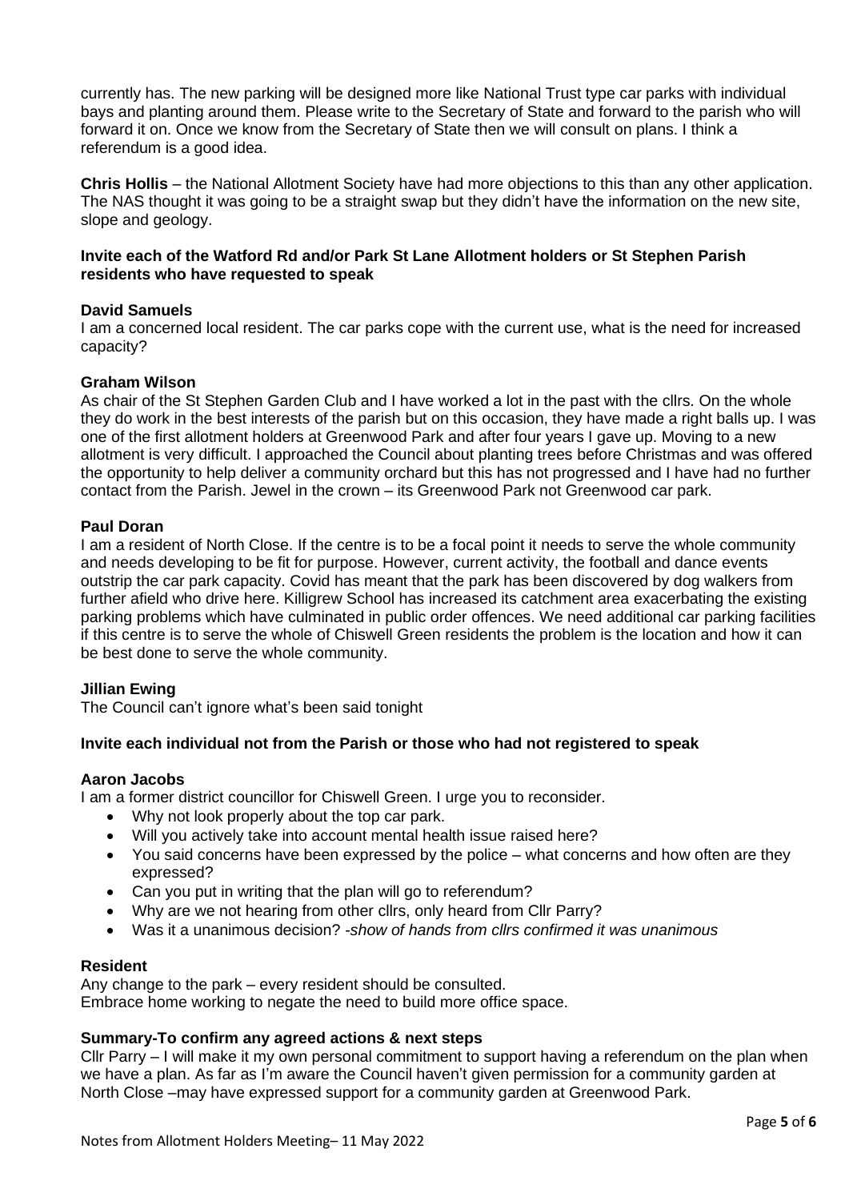currently has. The new parking will be designed more like National Trust type car parks with individual bays and planting around them. Please write to the Secretary of State and forward to the parish who will forward it on. Once we know from the Secretary of State then we will consult on plans. I think a referendum is a good idea.

**Chris Hollis** – the National Allotment Society have had more objections to this than any other application. The NAS thought it was going to be a straight swap but they didn't have the information on the new site, slope and geology.

**Invite each of the Watford Rd and/or Park St Lane Allotment holders or St Stephen Parish residents who have requested to speak**

**David Samuels**
I am a concerned local resident. The car parks cope with the current use, what is the need for increased capacity?

**Graham Wilson**
As chair of the St Stephen Garden Club and I have worked a lot in the past with the cllrs. On the whole they do work in the best interests of the parish but on this occasion, they have made a right balls up. I was one of the first allotment holders at Greenwood Park and after four years I gave up. Moving to a new allotment is very difficult. I approached the Council about planting trees before Christmas and was offered the opportunity to help deliver a community orchard but this has not progressed and I have had no further contact from the Parish. Jewel in the crown – its Greenwood Park not Greenwood car park.

**Paul Doran**
I am a resident of North Close. If the centre is to be a focal point it needs to serve the whole community and needs developing to be fit for purpose. However, current activity, the football and dance events outstrip the car park capacity. Covid has meant that the park has been discovered by dog walkers from further afield who drive here. Killigrew School has increased its catchment area exacerbating the existing parking problems which have culminated in public order offences. We need additional car parking facilities if this centre is to serve the whole of Chiswell Green residents the problem is the location and how it can be best done to serve the whole community.

**Jillian Ewing**
The Council can't ignore what's been said tonight

**Invite each individual not from the Parish or those who had not registered to speak**

**Aaron Jacobs**
I am a former district councillor for Chiswell Green. I urge you to reconsider.

- Why not look properly about the top car park.
- Will you actively take into account mental health issue raised here?
- You said concerns have been expressed by the police – what concerns and how often are they expressed?
- Can you put in writing that the plan will go to referendum?
- Why are we not hearing from other cllrs, only heard from Cllr Parry?
- Was it a unanimous decision? *-show of hands from cllrs confirmed it was unanimous*

**Resident**
Any change to the park – every resident should be consulted.
Embrace home working to negate the need to build more office space.

**Summary-To confirm any agreed actions & next steps**
Cllr Parry – I will make it my own personal commitment to support having a referendum on the plan when we have a plan. As far as I'm aware the Council haven't given permission for a community garden at North Close –may have expressed support for a community garden at Greenwood Park.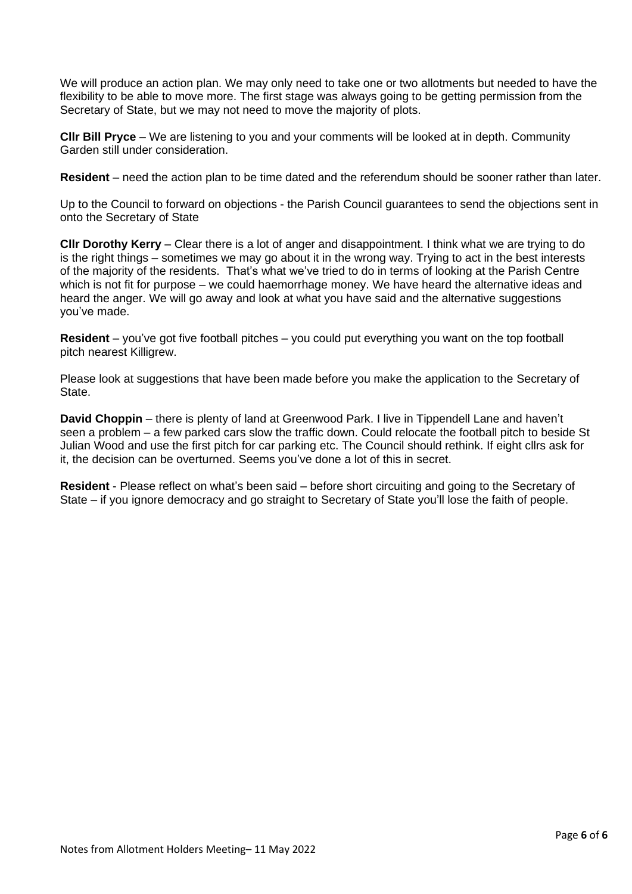We will produce an action plan. We may only need to take one or two allotments but needed to have the flexibility to be able to move more. The first stage was always going to be getting permission from the Secretary of State, but we may not need to move the majority of plots.

**Cllr Bill Pryce** – We are listening to you and your comments will be looked at in depth. Community Garden still under consideration.

**Resident** – need the action plan to be time dated and the referendum should be sooner rather than later.

Up to the Council to forward on objections - the Parish Council guarantees to send the objections sent in onto the Secretary of State

**Cllr Dorothy Kerry** – Clear there is a lot of anger and disappointment. I think what we are trying to do is the right things – sometimes we may go about it in the wrong way. Trying to act in the best interests of the majority of the residents. That's what we've tried to do in terms of looking at the Parish Centre which is not fit for purpose – we could haemorrhage money. We have heard the alternative ideas and heard the anger. We will go away and look at what you have said and the alternative suggestions you've made.

**Resident** – you've got five football pitches – you could put everything you want on the top football pitch nearest Killigrew.

Please look at suggestions that have been made before you make the application to the Secretary of State.

**David Choppin** – there is plenty of land at Greenwood Park. I live in Tippendell Lane and haven't seen a problem – a few parked cars slow the traffic down. Could relocate the football pitch to beside St Julian Wood and use the first pitch for car parking etc. The Council should rethink. If eight cllrs ask for it, the decision can be overturned. Seems you've done a lot of this in secret.

**Resident** - Please reflect on what's been said – before short circuiting and going to the Secretary of State – if you ignore democracy and go straight to Secretary of State you'll lose the faith of people.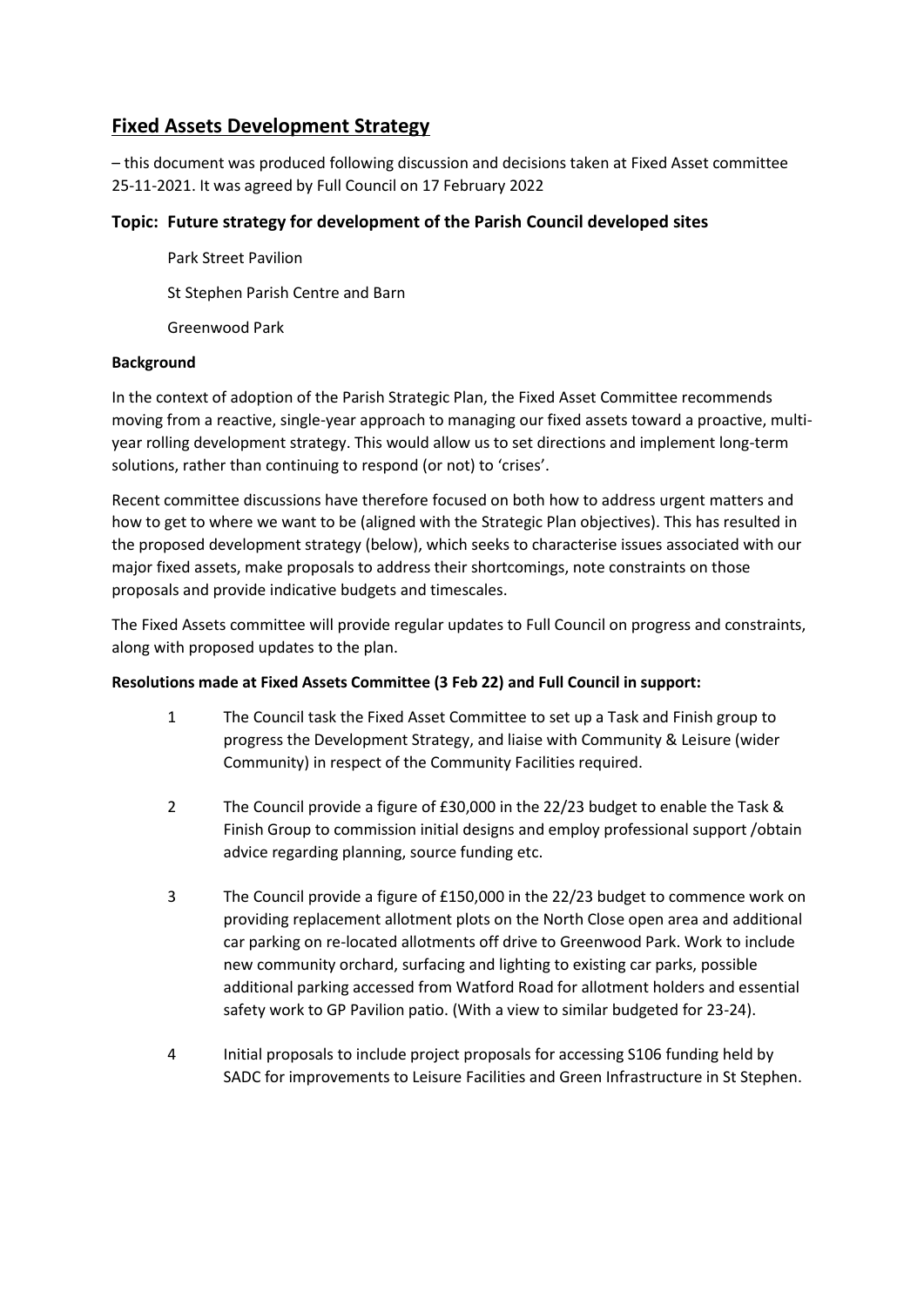# Fixed Assets Development Strategy

– this document was produced following discussion and decisions taken at Fixed Asset committee 25-11-2021. It was agreed by Full Council on 17 February 2022

### Topic: Future strategy for development of the Parish Council developed sites

Park Street Pavilion

St Stephen Parish Centre and Barn

Greenwood Park

**Background**

In the context of adoption of the Parish Strategic Plan, the Fixed Asset Committee recommends moving from a reactive, single-year approach to managing our fixed assets toward a proactive, multi-year rolling development strategy. This would allow us to set directions and implement long-term solutions, rather than continuing to respond (or not) to 'crises'.

Recent committee discussions have therefore focused on both how to address urgent matters and how to get to where we want to be (aligned with the Strategic Plan objectives). This has resulted in the proposed development strategy (below), which seeks to characterise issues associated with our major fixed assets, make proposals to address their shortcomings, note constraints on those proposals and provide indicative budgets and timescales.

The Fixed Assets committee will provide regular updates to Full Council on progress and constraints, along with proposed updates to the plan.

**Resolutions made at Fixed Assets Committee (3 Feb 22) and Full Council in support:**

1. The Council task the Fixed Asset Committee to set up a Task and Finish group to progress the Development Strategy, and liaise with Community & Leisure (wider Community) in respect of the Community Facilities required.

2. The Council provide a figure of £30,000 in the 22/23 budget to enable the Task & Finish Group to commission initial designs and employ professional support /obtain advice regarding planning, source funding etc.

3. The Council provide a figure of £150,000 in the 22/23 budget to commence work on providing replacement allotment plots on the North Close open area and additional car parking on re-located allotments off drive to Greenwood Park. Work to include new community orchard, surfacing and lighting to existing car parks, possible additional parking accessed from Watford Road for allotment holders and essential safety work to GP Pavilion patio. (With a view to similar budgeted for 23-24).

4. Initial proposals to include project proposals for accessing S106 funding held by SADC for improvements to Leisure Facilities and Green Infrastructure in St Stephen.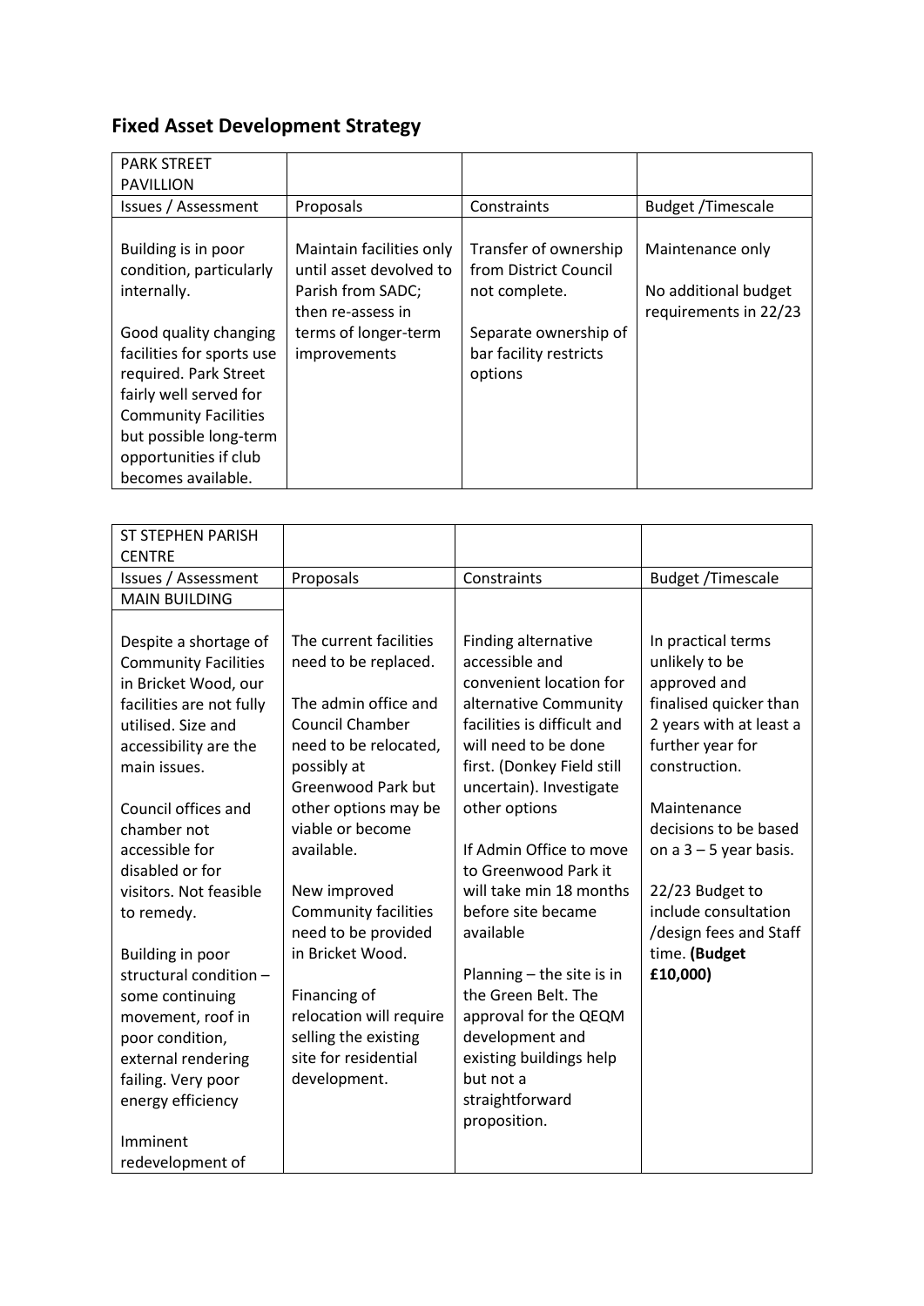## Fixed Asset Development Strategy

| PARK STREET PAVILLION | | | |
|---|---|---|---|
| Issues / Assessment | Proposals | Constraints | Budget /Timescale |
| Building is in poor condition, particularly internally.<br><br>Good quality changing facilities for sports use required. Park Street fairly well served for Community Facilities but possible long-term opportunities if club becomes available. | Maintain facilities only until asset devolved to Parish from SADC; then re-assess in terms of longer-term improvements | Transfer of ownership from District Council not complete.<br><br>Separate ownership of bar facility restricts options | Maintenance only<br><br>No additional budget requirements in 22/23 |

| ST STEPHEN PARISH CENTRE | | | |
|---|---|---|---|
| Issues / Assessment | Proposals | Constraints | Budget /Timescale |
| MAIN BUILDING<br><br>Despite a shortage of Community Facilities in Bricket Wood, our facilities are not fully utilised. Size and accessibility are the main issues.<br><br>Council offices and chamber not accessible for disabled or for visitors. Not feasible to remedy.<br><br>Building in poor structural condition – some continuing movement, roof in poor condition, external rendering failing. Very poor energy efficiency<br><br>Imminent redevelopment of | The current facilities need to be replaced.<br><br>The admin office and Council Chamber need to be relocated, possibly at Greenwood Park but other options may be viable or become available.<br><br>New improved Community facilities need to be provided in Bricket Wood.<br><br>Financing of relocation will require selling the existing site for residential development. | Finding alternative accessible and convenient location for alternative Community facilities is difficult and will need to be done first. (Donkey Field still uncertain). Investigate other options<br><br>If Admin Office to move to Greenwood Park it will take min 18 months before site became available<br><br>Planning – the site is in the Green Belt. The approval for the QEQM development and existing buildings help but not a straightforward proposition. | In practical terms unlikely to be approved and finalised quicker than 2 years with at least a further year for construction.<br><br>Maintenance decisions to be based on a 3 – 5 year basis.<br><br>22/23 Budget to include consultation /design fees and Staff time. **(Budget £10,000)** |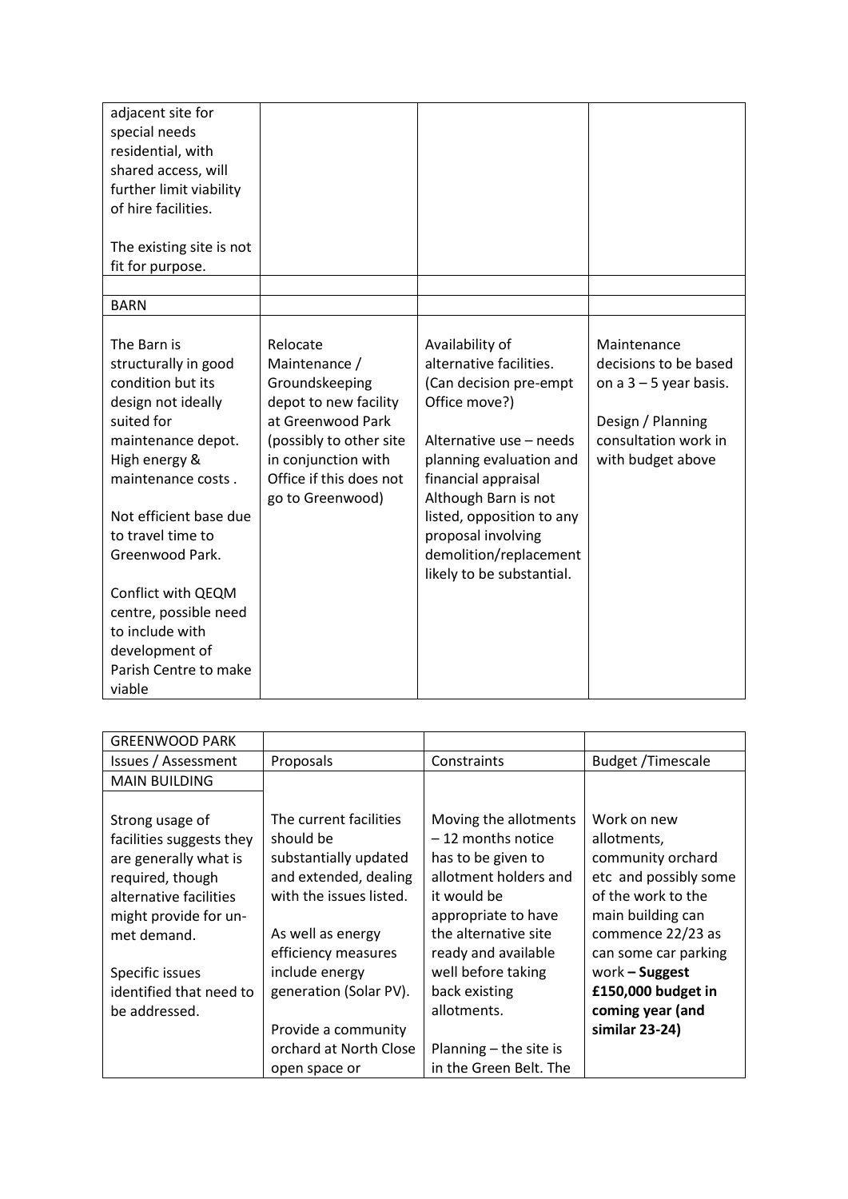| | | | |
|---|---|---|---|
| adjacent site for special needs residential, with shared access, will further limit viability of hire facilities.<br><br>The existing site is not fit for purpose. | | | |
| | | | |
| BARN | | | |
| The Barn is structurally in good condition but its design not ideally suited for maintenance depot. High energy & maintenance costs .<br><br>Not efficient base due to travel time to Greenwood Park.<br><br>Conflict with QEQM centre, possible need to include with development of Parish Centre to make viable | Relocate Maintenance / Groundskeeping depot to new facility at Greenwood Park (possibly to other site in conjunction with Office if this does not go to Greenwood) | Availability of alternative facilities. (Can decision pre-empt Office move?)<br><br>Alternative use – needs planning evaluation and financial appraisal Although Barn is not listed, opposition to any proposal involving demolition/replacement likely to be substantial. | Maintenance decisions to be based on a 3 – 5 year basis.<br><br>Design / Planning consultation work in with budget above |

| GREENWOOD PARK | | | |
|---|---|---|---|
| Issues / Assessment | Proposals | Constraints | Budget /Timescale |
| MAIN BUILDING | | | |
| Strong usage of facilities suggests they are generally what is required, though alternative facilities might provide for un-met demand.<br><br>Specific issues identified that need to be addressed. | The current facilities should be substantially updated and extended, dealing with the issues listed.<br><br>As well as energy efficiency measures include energy generation (Solar PV).<br><br>Provide a community orchard at North Close open space or | Moving the allotments – 12 months notice has to be given to allotment holders and it would be appropriate to have the alternative site ready and available well before taking back existing allotments.<br><br>Planning – the site is in the Green Belt. The | Work on new allotments, community orchard etc and possibly some of the work to the main building can commence 22/23 as can some car parking work **– Suggest £150,000 budget in coming year (and similar 23-24)** |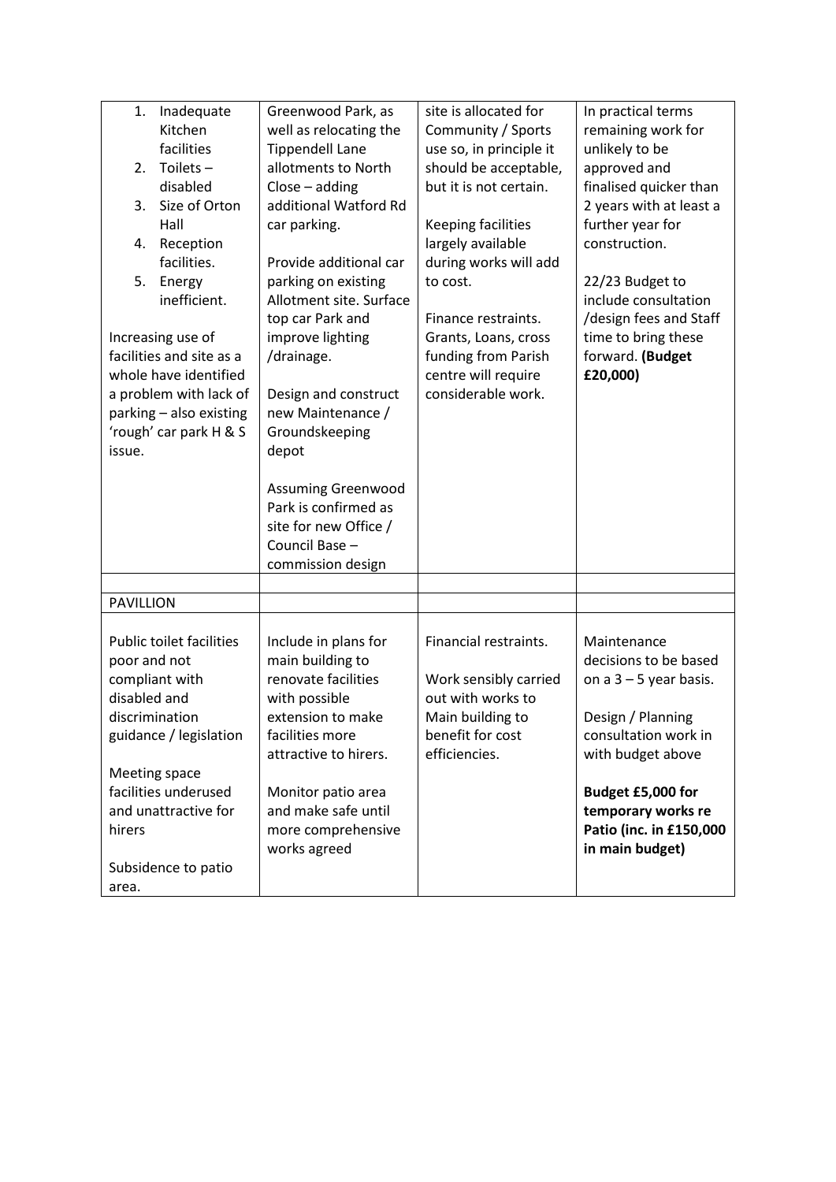| | | | |
|---|---|---|---|
| 1. Inadequate Kitchen facilities<br>2. Toilets – disabled<br>3. Size of Orton Hall<br>4. Reception facilities.<br>5. Energy inefficient.<br><br>Increasing use of facilities and site as a whole have identified a problem with lack of parking – also existing 'rough' car park H & S issue. | Greenwood Park, as well as relocating the Tippendell Lane allotments to North Close – adding additional Watford Rd car parking.<br><br>Provide additional car parking on existing Allotment site. Surface top car Park and improve lighting /drainage.<br><br>Design and construct new Maintenance / Groundskeeping depot<br><br>Assuming Greenwood Park is confirmed as site for new Office / Council Base – commission design | site is allocated for Community / Sports use so, in principle it should be acceptable, but it is not certain.<br><br>Keeping facilities largely available during works will add to cost.<br><br>Finance restraints. Grants, Loans, cross funding from Parish centre will require considerable work. | In practical terms remaining work for unlikely to be approved and finalised quicker than 2 years with at least a further year for construction.<br><br>22/23 Budget to include consultation /design fees and Staff time to bring these forward. **(Budget £20,000)** |
| | | | |
| PAVILLION | | | |
| Public toilet facilities poor and not compliant with disabled and discrimination guidance / legislation<br><br>Meeting space facilities underused and unattractive for hirers<br><br>Subsidence to patio area. | Include in plans for main building to renovate facilities with possible extension to make facilities more attractive to hirers.<br><br>Monitor patio area and make safe until more comprehensive works agreed | Financial restraints.<br><br>Work sensibly carried out with works to Main building to benefit for cost efficiencies. | Maintenance decisions to be based on a 3 – 5 year basis.<br><br>Design / Planning consultation work in with budget above<br><br>**Budget £5,000 for temporary works re Patio (inc. in £150,000 in main budget)** |